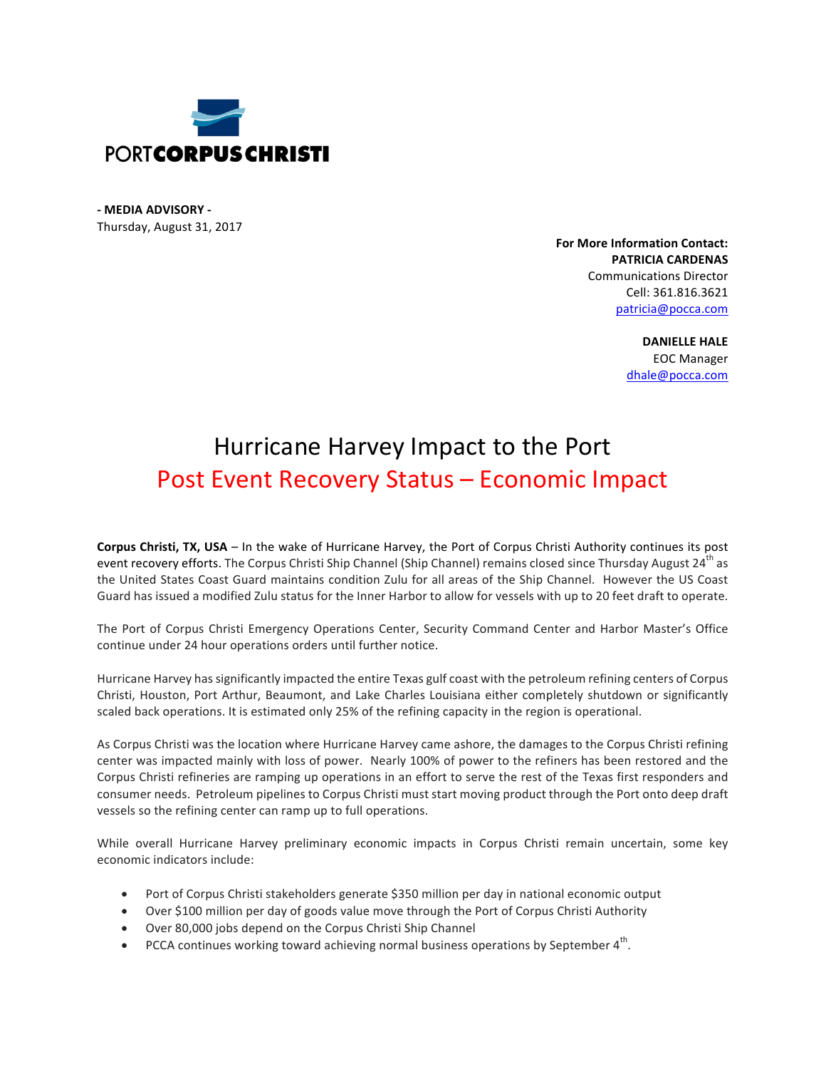PORTCORPUSCHRISTI

**- MEDIA ADVISORY -**
Thursday, August 31, 2017

**For More Information Contact:**
**PATRICIA CARDENAS**
Communications Director
Cell: 361.816.3621
patricia@pocca.com

**DANIELLE HALE**
EOC Manager
dhale@pocca.com

# Hurricane Harvey Impact to the Port

## Post Event Recovery Status – Economic Impact

**Corpus Christi, TX, USA** – In the wake of Hurricane Harvey, the Port of Corpus Christi Authority continues its post event recovery efforts. The Corpus Christi Ship Channel (Ship Channel) remains closed since Thursday August 24th as the United States Coast Guard maintains condition Zulu for all areas of the Ship Channel. However the US Coast Guard has issued a modified Zulu status for the Inner Harbor to allow for vessels with up to 20 feet draft to operate.

The Port of Corpus Christi Emergency Operations Center, Security Command Center and Harbor Master's Office continue under 24 hour operations orders until further notice.

Hurricane Harvey has significantly impacted the entire Texas gulf coast with the petroleum refining centers of Corpus Christi, Houston, Port Arthur, Beaumont, and Lake Charles Louisiana either completely shutdown or significantly scaled back operations. It is estimated only 25% of the refining capacity in the region is operational.

As Corpus Christi was the location where Hurricane Harvey came ashore, the damages to the Corpus Christi refining center was impacted mainly with loss of power. Nearly 100% of power to the refiners has been restored and the Corpus Christi refineries are ramping up operations in an effort to serve the rest of the Texas first responders and consumer needs. Petroleum pipelines to Corpus Christi must start moving product through the Port onto deep draft vessels so the refining center can ramp up to full operations.

While overall Hurricane Harvey preliminary economic impacts in Corpus Christi remain uncertain, some key economic indicators include:

- Port of Corpus Christi stakeholders generate $350 million per day in national economic output
- Over $100 million per day of goods value move through the Port of Corpus Christi Authority
- Over 80,000 jobs depend on the Corpus Christi Ship Channel
- PCCA continues working toward achieving normal business operations by September 4th.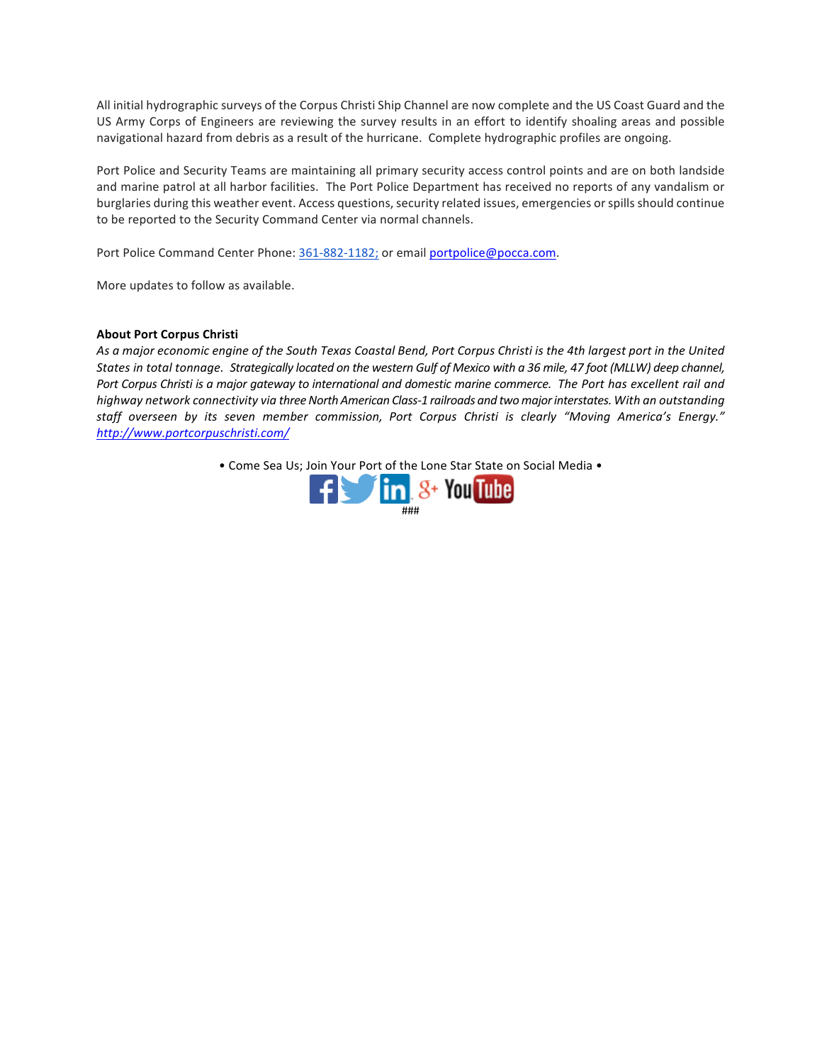All initial hydrographic surveys of the Corpus Christi Ship Channel are now complete and the US Coast Guard and the US Army Corps of Engineers are reviewing the survey results in an effort to identify shoaling areas and possible navigational hazard from debris as a result of the hurricane. Complete hydrographic profiles are ongoing.

Port Police and Security Teams are maintaining all primary security access control points and are on both landside and marine patrol at all harbor facilities. The Port Police Department has received no reports of any vandalism or burglaries during this weather event. Access questions, security related issues, emergencies or spills should continue to be reported to the Security Command Center via normal channels.

Port Police Command Center Phone: 361-882-1182; or email portpolice@pocca.com.

More updates to follow as available.

**About Port Corpus Christi**

*As a major economic engine of the South Texas Coastal Bend, Port Corpus Christi is the 4th largest port in the United States in total tonnage. Strategically located on the western Gulf of Mexico with a 36 mile, 47 foot (MLLW) deep channel, Port Corpus Christi is a major gateway to international and domestic marine commerce. The Port has excellent rail and highway network connectivity via three North American Class-1 railroads and two major interstates. With an outstanding staff overseen by its seven member commission, Port Corpus Christi is clearly "Moving America's Energy."* *http://www.portcorpuschristi.com/*

• Come Sea Us; Join Your Port of the Lone Star State on Social Media •

###